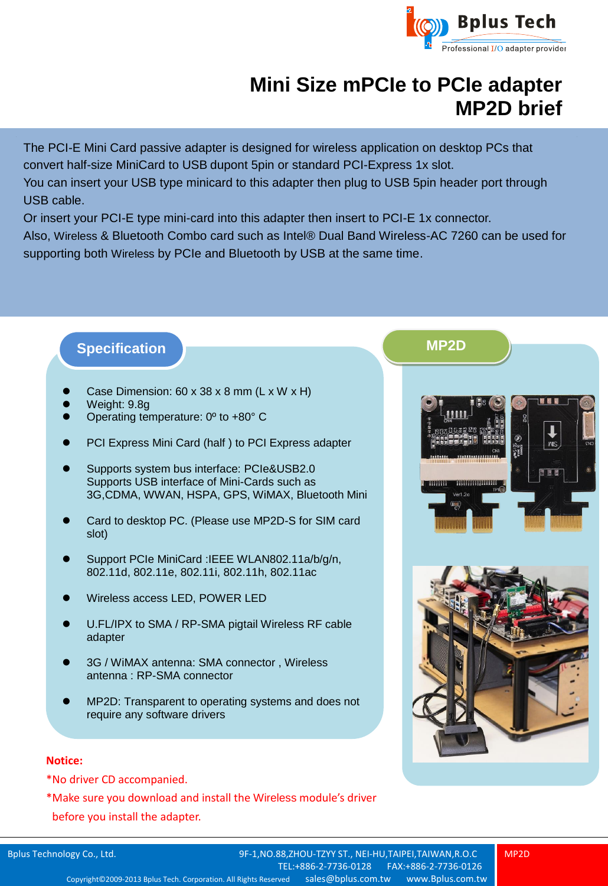# Mini Size mPCIe to PCIe adapter
# MP2D brief

The PCI-E Mini Card passive adapter is designed for wireless application on desktop PCs that convert half-size MiniCard to USB dupont 5pin or standard PCI-Express 1x slot.
You can insert your USB type minicard to this adapter then plug to USB 5pin header port through USB cable.
Or insert your PCI-E type mini-card into this adapter then insert to PCI-E 1x connector.
Also, Wireless & Bluetooth Combo card such as Intel® Dual Band Wireless-AC 7260 can be used for supporting both Wireless by PCIe and Bluetooth by USB at the same time.

## Specification

- Case Dimension: 60 x 38 x 8 mm (L x W x H)
- Weight: 9.8g
- Operating temperature: 0º to +80° C
- PCI Express Mini Card (half ) to PCI Express adapter
- Supports system bus interface: PCIe&USB2.0
  Supports USB interface of Mini-Cards such as 3G,CDMA, WWAN, HSPA, GPS, WiMAX, Bluetooth Mini
- Card to desktop PC. (Please use MP2D-S for SIM card slot)
- Support PCIe MiniCard :IEEE WLAN802.11a/b/g/n, 802.11d, 802.11e, 802.11i, 802.11h, 802.11ac
- Wireless access LED, POWER LED
- U.FL/IPX to SMA / RP-SMA pigtail Wireless RF cable adapter
- 3G / WiMAX antenna: SMA connector , Wireless antenna : RP-SMA connector
- MP2D: Transparent to operating systems and does not require any software drivers

## MP2D

**Notice:**

*No driver CD accompanied.

*Make sure you download and install the Wireless module's driver before you install the adapter.

Bplus Technology Co., Ltd. 9F-1,NO.88,ZHOU-TZYY ST., NEI-HU,TAIPEI,TAIWAN,R.O.C TEL:+886-2-7736-0128 FAX:+886-2-7736-0126 sales@bplus.com.tw www.Bplus.com.tw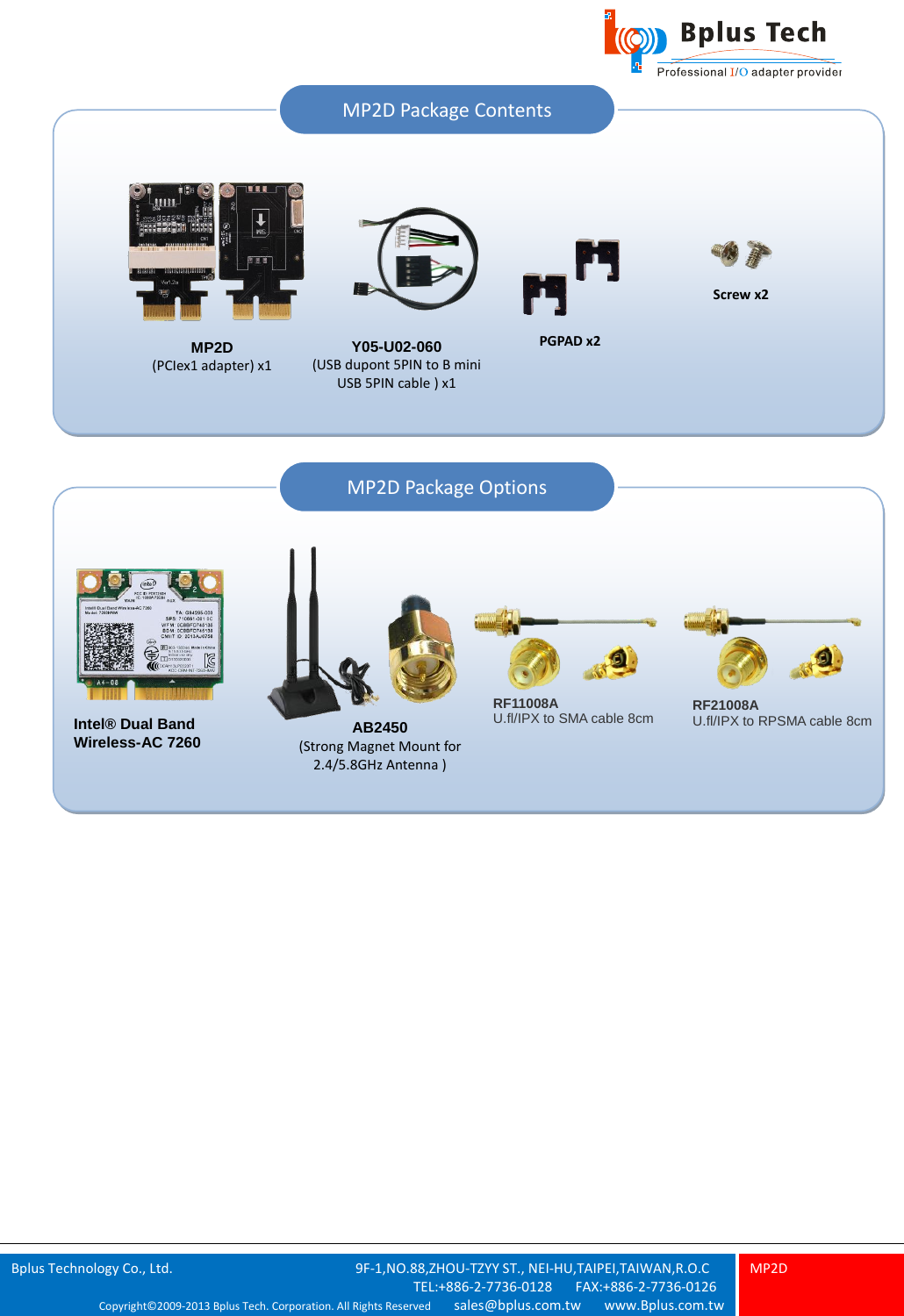## MP2D Package Contents

**MP2D**
(PCIex1 adapter) x1

**Y05-U02-060**
(USB dupont 5PIN to B mini USB 5PIN cable ) x1

**PGPAD x2**

**Screw x2**

## MP2D Package Options

**Intel® Dual Band Wireless-AC 7260**

**AB2450**
(Strong Magnet Mount for 2.4/5.8GHz Antenna )

**RF11008A**
U.fl/IPX to SMA cable 8cm

**RF21008A**
U.fl/IPX to RPSMA cable 8cm